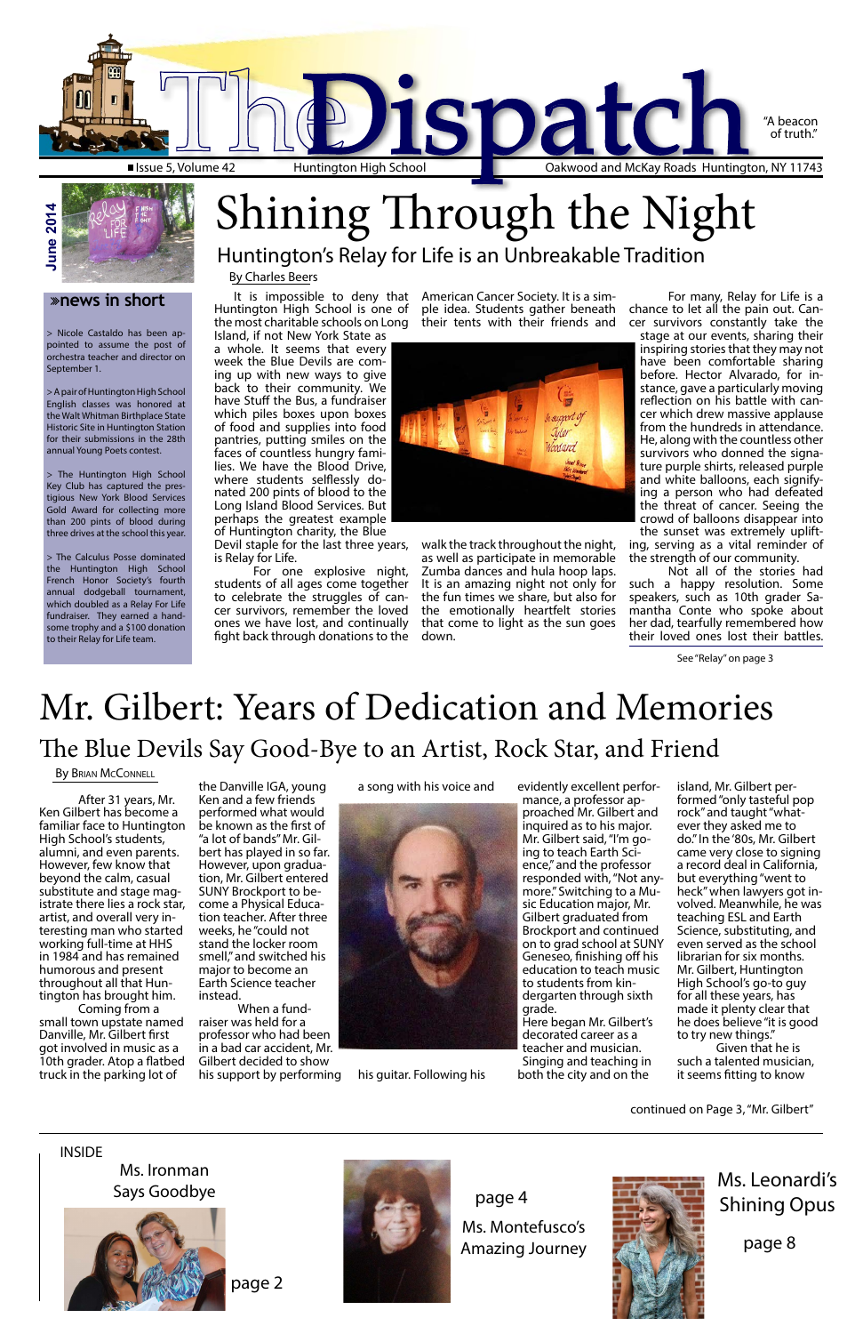# The Dispatch

"A beacon of truth."

Issue 5, Volume 42 | Huntington High School | Oakwood and McKay Roads Huntington, NY 11743

June 2014

## »news in short

> Nicole Castaldo has been appointed to assume the post of orchestra teacher and director on September 1.

> A pair of Huntington High School English classes was honored at the Walt Whitman Birthplace State Historic Site in Huntington Station for their submissions in the 28th annual Young Poets contest.

> The Huntington High School Key Club has captured the prestigious New York Blood Services Gold Award for collecting more than 200 pints of blood during three drives at the school this year.

> The Calculus Posse dominated the Huntington High School French Honor Society's fourth annual dodgeball tournament, which doubled as a Relay For Life fundraiser. They earned a handsome trophy and a $100 donation to their Relay for Life team.

# Shining Through the Night

## Huntington's Relay for Life is an Unbreakable Tradition

By Charles Beers

It is impossible to deny that Huntington High School is one of the most charitable schools on Long Island, if not New York State as a whole. It seems that every week the Blue Devils are coming up with new ways to give back to their community. We have Stuff the Bus, a fundraiser which piles boxes upon boxes of food and supplies into food pantries, putting smiles on the faces of countless hungry families. We have the Blood Drive, where students selflessly donated 200 pints of blood to the Long Island Blood Services. But perhaps the greatest example of Huntington charity, the Blue Devil staple for the last three years, is Relay for Life.

For one explosive night, students of all ages come together to celebrate the struggles of cancer survivors, remember the loved ones we have lost, and continually fight back through donations to the American Cancer Society. It is a simple idea. Students gather beneath their tents with their friends and walk the track throughout the night, as well as participate in memorable Zumba dances and hula hoop laps. It is an amazing night not only for the fun times we share, but also for the emotionally heartfelt stories that come to light as the sun goes down.

For many, Relay for Life is a chance to let all the pain out. Cancer survivors constantly take the stage at our events, sharing their inspiring stories that they may not have been comfortable sharing before. Hector Alvarado, for instance, gave a particularly moving reflection on his battle with cancer which drew massive applause from the hundreds in attendance. He, along with the countless other survivors who donned the signature purple shirts, released purple and white balloons, each signifying a person who had defeated the threat of cancer. Seeing the crowd of balloons disappear into the sunset was extremely uplifting, serving as a vital reminder of the strength of our community.

Not all of the stories had such a happy resolution. Some speakers, such as 10th grader Samantha Conte who spoke about her dad, tearfully remembered how their loved ones lost their battles.

See "Relay" on page 3

# Mr. Gilbert: Years of Dedication and Memories

## The Blue Devils Say Good-Bye to an Artist, Rock Star, and Friend

By Brian McConnell

After 31 years, Mr. Ken Gilbert has become a familiar face to Huntington High School's students, alumni, and even parents. However, few know that beyond the calm, casual substitute and stage magistrate there lies a rock star, artist, and overall very interesting man who started working full-time at HHS in 1984 and has remained humorous and present throughout all that Huntington has brought him.

Coming from a small town upstate named Danville, Mr. Gilbert first got involved in music as a 10th grader. Atop a flatbed truck in the parking lot of the Danville IGA, young Ken and a few friends performed what would be known as the first of "a lot of bands" Mr. Gilbert has played in so far. However, upon graduation, Mr. Gilbert entered SUNY Brockport to become a Physical Education teacher. After three weeks, he "could not stand the locker room smell," and switched his major to become an Earth Science teacher instead.

When a fundraiser was held for a professor who had been in a bad car accident, Mr. Gilbert decided to show his support by performing a song with his voice and his guitar. Following his evidently excellent performance, a professor approached Mr. Gilbert and inquired as to his major. Mr. Gilbert said, "I'm going to teach Earth Science," and the professor responded with, "Not anymore." Switching to a Music Education major, Mr. Gilbert graduated from Brockport and continued on to grad school at SUNY Geneseo, finishing off his education to teach music to students from kindergarten through sixth grade.

Here began Mr. Gilbert's decorated career as a teacher and musician. Singing and teaching in both the city and on the island, Mr. Gilbert performed "only tasteful pop rock" and taught "whatever they asked me to do." In the '80s, Mr. Gilbert came very close to signing a record deal in California, but everything "went to heck" when lawyers got involved. Meanwhile, he was teaching ESL and Earth Science, substituting, and even served as the school librarian for six months. Mr. Gilbert, Huntington High School's go-to guy for all these years, has made it plenty clear that he does believe "it is good to try new things."

Given that he is such a talented musician, it seems fitting to know

continued on Page 3, "Mr. Gilbert"

INSIDE

Ms. Ironman Says Goodbye — page 2

Ms. Montefusco's Amazing Journey — page 4

Ms. Leonardi's Shining Opus — page 8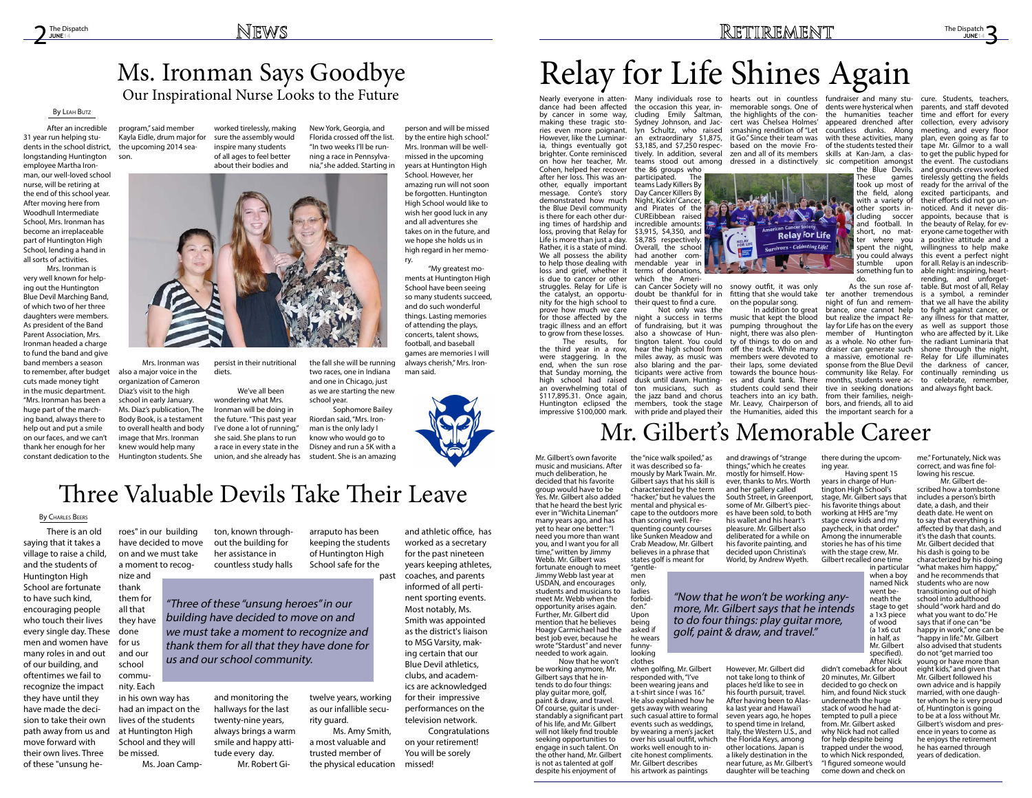# Ms. Ironman Says Goodbye

## Our Inspirational Nurse Looks to the Future

By Leah Butz

After an incredible 31 year run helping students in the school district, longstanding Huntington employee Martha Ironman, our well-loved school nurse, will be retiring at the end of this school year. After moving here from Woodhull Intermediate School, Mrs. Ironman has become an irreplaceable part of Huntington High School, lending a hand in all sorts of activities.

Mrs. Ironman is very well known for helping out the Huntington Blue Devil Marching Band, of which two of her three daughters were members. As president of the Band Parent Association, Mrs. Ironman headed a charge to fund the band and give band members a season to remember, after budget cuts made money tight in the music department. "Mrs. Ironman has been a huge part of the marching band, always there to help out and put a smile on our faces, and we can't thank her enough for her constant dedication to the program," said member Kayla Eidle, drum major for the upcoming 2014 season.

Mrs. Ironman was also a major voice in the organization of Cameron Diaz's visit to the high school in early January. Ms. Diaz's publication, The Body Book, is a testament to overall health and body image that Mrs. Ironman knew would help many Huntington students. She worked tirelessly, making sure the assembly would inspire many students of all ages to feel better about their bodies and persist in their nutritional diets.

We've all been wondering what Mrs. Ironman will be doing in the future. "This past year I've done a lot of running," she said. She plans to run a race in every state in the union, and she already has New York, Georgia, and Florida crossed off the list. "In two weeks I'll be running a race in Pennsylvania," she added. Starting in the fall she will be running two races, one in Indiana and one in Chicago, just as we are starting the new school year.

Sophomore Bailey Riordan said, "Mrs. Ironman is the only lady I know who would go to Disney and run a 5K with a student. She is an amazing person and will be missed by the entire high school." Mrs. Ironman will be well-missed in the upcoming years at Huntington High School. However, her amazing run will not soon be forgotten. Huntington High School would like to wish her good luck in any and all adventures she takes on in the future, and we hope she holds us in high regard in her memory.

"My greatest moments at Huntington High School have been seeing so many students succeed, and do such wonderful things. Lasting memories of attending the plays, concerts, talent shows, football, and baseball games are memories I will always cherish," Mrs. Ironman said.

# Three Valuable Devils Take Their Leave

By Charles Beers

There is an old saying that it takes a village to raise a child, and the students of Huntington High School are fortunate to have such kind, encouraging people who touch their lives every single day. These men and women have many roles in and out of our building, and oftentimes we fail to recognize the impact they have until they have made the decision to take their own path away from us and move forward with their own lives. Three of these "unsung heroes" in our building have decided to move on and we must take a moment to recognize and thank them for all that they have done for us and our school community. Each in his own way has had an impact on the lives of the students at Huntington High School and they will be missed.

*"Three of these "unsung heroes" in our building have decided to move on and we must take a moment to recognize and thank them for all that they have done for us and our school community."*

Ms. Joan Campton, known throughout the building for her assistance in countless study halls and monitoring the hallways for the last twenty-nine years, always brings a warm smile and happy attitude every day.

Mr. Robert Giarraputo has been keeping the students of Huntington High School safe for the past twelve years, working as our infallible security guard.

Ms. Amy Smith, a most valuable and trusted member of the physical education and athletic office, has worked as a secretary for the past nineteen years keeping athletes, coaches, and parents informed of all pertinent sporting events. Most notably, Ms. Smith was appointed as the district's liaison to MSG Varsity, making certain that our Blue Devil athletics, clubs, and academics are acknowledged for their impressive performances on the television network.

Congratulations on your retirement! You will be sorely missed!

# Relay for Life Shines Again

Nearly everyone in attendance had been affected by cancer in some way, making these tragic stories even more poignant. However, like the Luminaria, things eventually got brighter. Conte reminisced on how her teacher, Mr. Cohen, helped her recover after her loss. This was another, equally important message. Conte's story demonstrated how much the Blue Devil community is there for each other during times of hardship and loss, proving that Relay for Life is more than just a day. Rather, it is a state of mind. We all possess the ability to help those dealing with loss and grief, whether it is due to cancer or other struggles. Relay for Life is the catalyst, an opportunity for the high school to prove how much we care for those affected by the tragic illness and an effort to grow from these losses.

The results, for the third year in a row, were staggering. In the end, when the sun rose that Sunday morning, the high school had raised an overwhelming total of $117,895.31. Once again, Huntington eclipsed the impressive $100,000 mark. Many individuals rose to the occasion this year, including Emily Saltman, Sydney Johnson, and Jaclyn Schultz, who raised an extraordinary $1,875, $3,185, and $7,250 respectively. In addition, several teams stood out among the 86 groups who participated. The teams Lady Killers By Day Cancer Killers By Night, Kickin' Cancer, and Pirates of the CUREibbean raised incredible amounts: $3,915, $4,350, and $8,785 respectively. Overall, the school had another commendable year in terms of donations, which the American Cancer Society will no doubt be thankful for in their quest to find a cure.

Not only was the night a success in terms of fundraising, but it was also a showcase of Huntington talent. You could hear the high school from miles away, as music was also blaring and the participants were active from dusk until dawn. Huntington musicians, such as the jazz band and chorus members, took the stage with pride and played their hearts out in countless memorable songs. One of the highlights of the concert was Chelsea Holmes' smashing rendition of "Let it Go." Since their team was based on the movie Frozen and all of its members dressed in a distinctively snowy outfit, it was only fitting that she would take on the popular song.

In addition to great music that kept the blood pumping throughout the night, there was also plenty of things to do on and off the track. While many members were devoted to their laps, some deviated towards the bounce houses and dunk tank. There students could send their teachers into an icy bath. Mr. Leavy, Chairperson of the Humanities, aided this fundraiser and many students were hysterical when the humanities teacher appeared drenched after countless dunks. Along with these activities, many of the students tested their skills at Kan-Jam, a classic competition amongst the Blue Devils. These games took up most of the field, along with a variety of other sports including soccer and football. In short, no matter where you spent the night, you could always stumble upon something fun to do.

As the sun rose after another tremendous night of fun and remembrance, one cannot help but realize the impact Relay for Life has on the every member of Huntington as a whole. No other fundraiser can generate such a massive, emotional response from the Blue Devil community like Relay. For months, students were active in seeking donations from their families, neighbors, and friends, all to aid the important search for a cure. Students, teachers, parents, and staff devoted time and effort for every collection, every advisory meeting, and every floor plan, even going as far to tape Mr. Gilmor to a wall to get the public hyped for the event. The custodians and grounds crews worked tirelessly getting the fields ready for the arrival of the excited participants, and their efforts did not go unnoticed. And it never disappoints, because that is the beauty of Relay, for everyone came together with a positive attitude and a willingness to help make this event a perfect night for all. Relay is an indescribable night: inspiring, heartrending, and unforgettable. But most of all, Relay is a symbol, a reminder that we all have the ability to fight against cancer, or any illness for that matter, as well as support those who are affected by it. Like the radiant Luminaria that shone through the night, Relay for Life illuminates the darkness of cancer, continually reminding us to celebrate, remember, and always fight back.

# Mr. Gilbert's Memorable Career

Mr. Gilbert's own favorite music and musicians. After much deliberation, he decided that his favorite group would have to be Yes. Mr. Gilbert also added that he heard the best lyric ever in "Wichita Lineman" many years ago, and has yet to hear one better: "I need you more than want you, and I want you for all time," written by Jimmy Webb. Mr. Gilbert was fortunate enough to meet Jimmy Webb last year at USDAN, and encourages students and musicians to meet Mr. Webb when the opportunity arises again. Further, Mr. Gilbert did mention that he believes Hoagy Carmichael had the best job ever, because he wrote "Stardust" and never needed to work again.

Now that he won't be working anymore, Mr. Gilbert says that he intends to do four things: play guitar more, golf, paint & draw, and travel. Of course, guitar is understandably a significant part of his life, and Mr. Gilbert will not likely find trouble seeking opportunities to engage in such talent. On the other hand, Mr. Gilbert is not as talented at golf despite his enjoyment of the "nice walk spoiled," as it was described so famously by Mark Twain. Mr. Gilbert says that his skill is characterized by the term "hacker," but he values the mental and physical escape to the outdoors more than scoring well. Frequenting county courses like Sunken Meadow and Crab Meadow, Mr. Gilbert believes in a phrase that states golf is meant for "gentlemen only, ladies forbidden." Upon being asked if he wears funny-looking clothes when golfing, Mr. Gilbert responded with, "I've been wearing jeans and a t-shirt since I was 16." He also explained how he gets away with wearing such casual attire to formal events such as weddings, by wearing a men's jacket over his usual outfit, which works well enough to incite honest compliments. Mr. Gilbert describes his artwork as paintings and drawings of "strange things," which he creates mostly for himself. However, thanks to Mrs. Worth and her gallery called South Street, in Greenport, some of Mr. Gilbert's pieces have been sold, to both his wallet and his heart's pleasure. Mr. Gilbert also deliberated for a while on his favorite painting, and decided upon Christina's World, by Andrew Wyeth.

*"Now that he won't be working anymore, Mr. Gilbert says that he intends to do four things: play guitar more, golf, paint & draw, and travel."*

However, Mr. Gilbert did not take long to think of places he'd like to see in his fourth pursuit, travel. After having been to Alaska last year and Hawai'i seven years ago, he hopes to spend time in Ireland, Italy, the Western U.S., and the Florida Keys, among other locations. Japan is a likely destination in the near future, as Mr. Gilbert's daughter will be teaching there during the upcoming year.

Having spent 15 years in charge of Huntington High School's stage, Mr. Gilbert says that his favorite things about working at HHS are "my stage crew kids and my paycheck, in that order." Among the innumerable stories he has of his time with the stage crew, Mr. Gilbert recalled one time in particular when a boy named Nick went beneath the stage to get a 1x3 piece of wood (a 1x6 cut in half, as Mr. Gilbert specified). After Nick didn't comeback for about 20 minutes, Mr. Gilbert decided to go check on him, and found Nick stuck underneath the huge stack of wood he had attempted to pull a piece from. Mr. Gilbert asked why Nick had not called for help despite being trapped under the wood, to which Nick responded, "I figured someone would come down and check on me." Fortunately, Nick was correct, and was fine following his rescue.

Mr. Gilbert described how a tombstone includes a person's birth date, a dash, and their death date. He went on to say that everything is affected by that dash, and it's the dash that counts. Mr. Gilbert decided that his dash is going to be characterized by doing "what makes him happy," and he recommends that students who are now transitioning out of high school into adulthood should "work hard and do what you want to do." He says that if one can "be happy in work," one can be "happy in life." Mr. Gilbert also advised that students do not "get married too young or have more than eight kids," and given that Mr. Gilbert followed his own advice and is happily married, with one daughter whom he is very proud of, Huntington is going to be at a loss without Mr. Gilbert's wisdom and presence in years to come as he enjoys the retirement he has earned through years of dedication.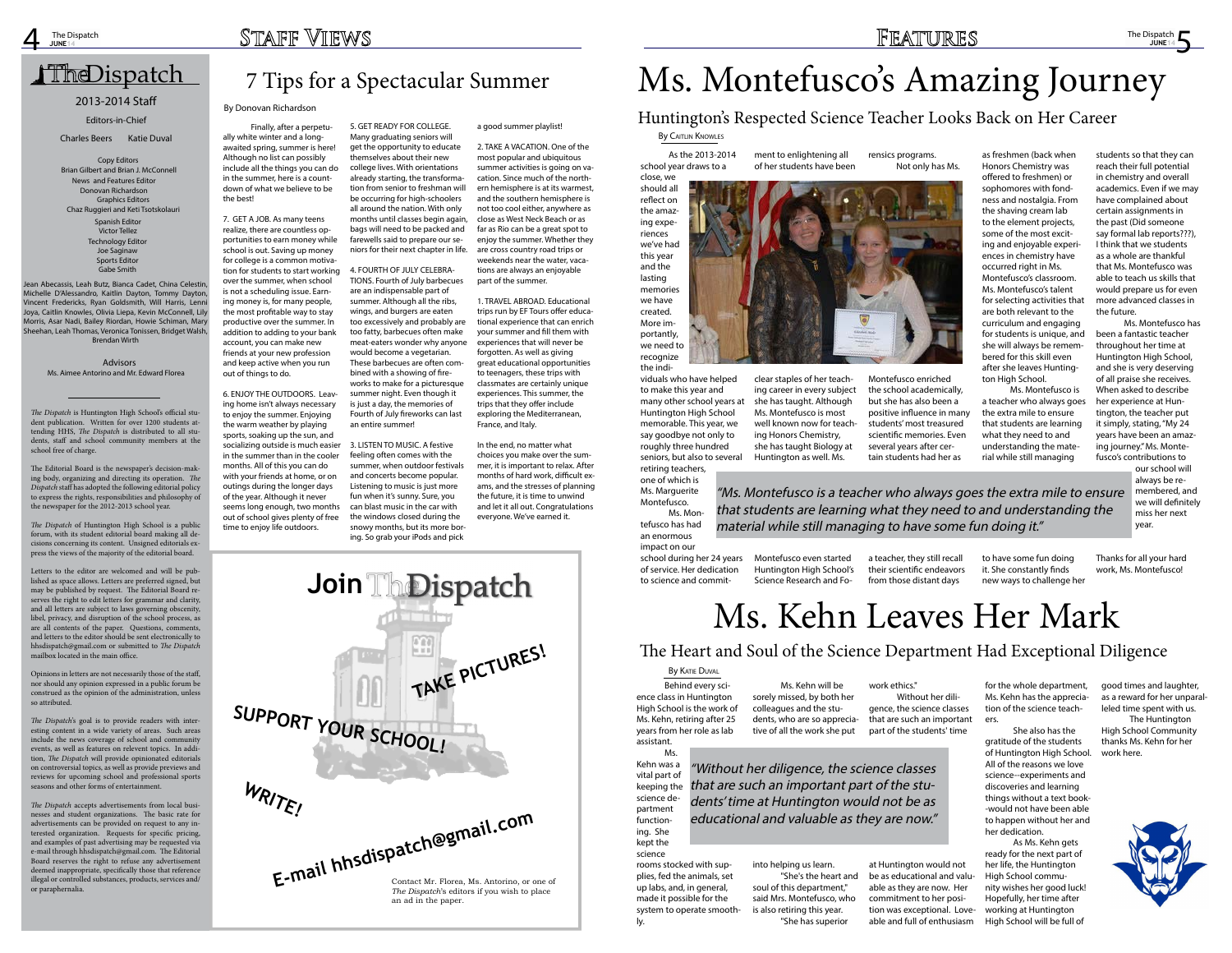# The Dispatch

2013-2014 Staff

Editors-in-Chief

Charles Beers Katie Duval

Copy Editors
Brian Gilbert and Brian J. McConnell
News and Features Editor
Donovan Richardson
Graphics Editors
Chaz Ruggieri and Keti Tsotskolauri
Spanish Editor
Victor Tellez
Technology Editor
Joe Saginaw
Sports Editor
Gabe Smith

Jean Abecassis, Leah Butz, Bianca Cadet, China Celestin, Michelle D'Alessandro, Kaitlin Dayton, Tommy Dayton, Vincent Fredericks, Ryan Goldsmith, Will Harris, Lenni Joya, Caitlin Knowles, Olivia Liepa, Kevin McConnell, Lily Morris, Asar Nadi, Bailey Riordan, Howie Schiman, Mary Sheehan, Leah Thomas, Veronica Tonissen, Bridget Walsh, Brendan Wirth

Advisors
Ms. Aimee Antorino and Mr. Edward Florea

*The Dispatch* is Huntington High School's official student publication. Written for over 1200 students attending HHS, *The Dispatch* is distributed to all students, staff and school community members at the school free of charge.

The Editorial Board is the newspaper's decision-making body, organizing and directing its operation. *The Dispatch* staff has adopted the following editorial policy to express the rights, responsibilities and philosophy of the newspaper for the 2012-2013 school year.

*The Dispatch* of Huntington High School is a public forum, with its student editorial board making all decisions concerning its content. Unsigned editorials express the views of the majority of the editorial board.

Letters to the editor are welcomed and will be published as space allows. Letters are preferred signed, but may be published by request. The Editorial Board reserves the right to edit letters for grammar and clarity, and all letters are subject to laws governing obscenity, libel, privacy, and disruption of the school process, as are all contents of the paper. Questions, comments, and letters to the editor should be sent electronically to hhsdispatch@gmail.com or submitted to *The Dispatch* mailbox located in the main office.

Opinions in letters are not necessarily those of the staff, nor should any opinion expressed in a public forum be construed as the opinion of the administration, unless so attributed.

*The Dispatch's* goal is to provide readers with interesting content in a wide variety of areas. Such areas include the news coverage of school and community events, as well as features on relevant topics. In addition, *The Dispatch* will provide opinionated editorials on controversial topics, as well as provide previews and reviews for upcoming school and professional sports seasons and other forms of entertainment.

*The Dispatch* accepts advertisements from local businesses and student organizations. The basic rate for advertisements can be provided on request to any interested organization. Requests for specific pricing, and examples of past advertising may be requested via e-mail through hhsdispatch@gmail.com. The Editorial Board reserves the right to refuse any advertisement deemed inappropriate, specifically those that reference illegal or controlled substances, products, services and/or paraphernalia.

# 7 Tips for a Spectacular Summer

By Donovan Richardson

Finally, after a perpetually white winter and a long-awaited spring, summer is here! Although no list can possibly include all the things you can do in the summer, here is a countdown of what we believe to be the best!

7. GET A JOB. As many teens realize, there are countless opportunities to earn money while school is out. Saving up money for college is a common motivation for students to start working over the summer, when school is not a scheduling issue. Earning money is, for many people, the most profitable way to stay productive over the summer. In addition to adding to your bank account, you can make new friends at your new profession and keep active when you run out of things to do.

6. ENJOY THE OUTDOORS. Leaving home isn't always necessary to enjoy the summer. Enjoying the warm weather by playing sports, soaking up the sun, and socializing outside is much easier in the summer than in the cooler months. All of this you can do with your friends at home, or on outings during the longer days of the year. Although it never seems long enough, two months out of school gives plenty of free time to enjoy life outdoors.

5. GET READY FOR COLLEGE. Many graduating seniors will get the opportunity to educate themselves about their new college lives. With orientations already starting, the transformation from senior to freshman will be occurring for high-schoolers all around the nation. With only months until classes begin again, bags will need to be packed and farewells said to prepare our seniors for their next chapter in life.

4. FOURTH OF JULY CELEBRATIONS. Fourth of July barbecues are an indispensable part of summer. Although all the ribs, wings, and burgers are eaten too excessively and probably are too fatty, barbecues often make meat-eaters wonder why anyone would become a vegetarian. These barbecues are often combined with a showing of fireworks to make for a picturesque summer night. Even though it is just a day, the memories of Fourth of July fireworks can last an entire summer!

3. LISTEN TO MUSIC. A festive feeling often comes with the summer, when outdoor festivals and concerts become popular. Listening to music is just more fun when it's sunny. Sure, you can blast music in the car with the windows closed during the snowy months, but its more boring. So grab your iPods and pick a good summer playlist!

2. TAKE A VACATION. One of the most popular and ubiquitous summer activities is going on vacation. Since much of the northern hemisphere is at its warmest, and the southern hemisphere is not too cool either, anywhere as far as Rio can be a great spot to enjoy the summer. Whether they are cross country road trips or weekends near the water, vacations are always an enjoyable part of the summer.

1. TRAVEL ABROAD. Educational trips run by EF Tours offer educational experience that can enrich your summer and fill them with experiences that will never be forgotten. As well as giving great educational opportunities to teenagers, these trips with classmates are certainly unique experiences. This summer, the trips that they offer include exploring the Mediterranean, France, and Italy.

In the end, no matter what choices you make over the summer, it is important to relax. After months of hard work, difficult exams, and the stresses of planning the future, it is time to unwind and let it all out. Congratulations everyone. We've earned it.

**Join The Dispatch**

TAKE PICTURES!

SUPPORT YOUR SCHOOL!

WRITE!

E-mail hhsdispatch@gmail.com

Contact Mr. Florea, Ms. Antorino, or one of *The Dispatch*'s editors if you wish to place an ad in the paper.

# Ms. Montefusco's Amazing Journey

## Huntington's Respected Science Teacher Looks Back on Her Career

By Caitlin Knowles

As the 2013-2014 school year draws to a close, we should all reflect on the amazing experiences we've had this year and the lasting memories we have created. More importantly, we need to recognize the individuals who have helped to make this year and many other school years at Huntington High School memorable. This year, we say goodbye not only to roughly three hundred seniors, but also to several retiring teachers, one of which is Ms. Marguerite Montefusco.

Ms. Montefusco has had an enormous impact on our school during her 24 years of service. Her dedication to science and commitment to enlightening all of her students have been clear staples of her teaching career in every subject she has taught. Although Ms. Montefusco is most well known now for teaching Honors Chemistry, she has taught Biology at Huntington as well. Ms. Montefusco even started Huntington High School's Science Research and Forensics programs.

Not only has Ms. Montefusco enriched the school academically, but she has also been a positive influence in many students' most treasured scientific memories. Even several years after certain students had her as a teacher, they still recall their scientific endeavors from those distant days as freshmen (back when Honors Chemistry was offered to freshmen) or sophomores with fondness and nostalgia. From the shaving cream lab to the element projects, some of the most exciting and enjoyable experiences in chemistry have occurred right in Ms. Montefusco's classroom. Ms. Montefusco's talent for selecting activities that are both relevant to the curriculum and engaging for students is unique, and she will always be remembered for this skill even after she leaves Huntington High School.

Ms. Montefusco is a teacher who always goes the extra mile to ensure that students are learning what they need to and understanding the material while still managing to have some fun doing it. She constantly finds new ways to challenge her students so that they can reach their full potential in chemistry and overall academics. Even if we may have complained about certain assignments in the past (Did someone say formal lab reports???), I think that we students as a whole are thankful that Ms. Montefusco was able to teach us skills that would prepare us for even more advanced classes in the future.

> *"Ms. Montefusco is a teacher who always goes the extra mile to ensure that students are learning what they need to and understanding the material while still managing to have some fun doing it."*

Ms. Montefusco has been a fantastic teacher throughout her time at Huntington High School, and she is very deserving of all praise she receives. When asked to describe her experience at Huntington, the teacher put it simply, stating, "My 24 years have been an amazing journey." Ms. Montefusco's contributions to our school will always be remembered, and we will definitely miss her next year.

Thanks for all your hard work, Ms. Montefusco!

# Ms. Kehn Leaves Her Mark

## The Heart and Soul of the Science Department Had Exceptional Diligence

By Katie Duval

Behind every science class in Huntington High School is the work of Ms. Kehn, retiring after 25 years from her role as lab assistant.

Ms. Kehn was a vital part of keeping the science department functioning. She kept the science rooms stocked with supplies, fed the animals, set up labs, and, in general, made it possible for the system to operate smoothly.

Ms. Kehn will be sorely missed, by both her colleagues and the students, who are so appreciative of all the work she put into helping us learn.

"She's the heart and soul of this department," said Mrs. Montefusco, who is also retiring this year. "She has superior work ethics."

Without her diligence, the science classes that are such an important part of the students' time at Huntington would not be as educational and valuable as they are now. Her commitment to her position was exceptional. Loveable and full of enthusiasm for the whole department, Ms. Kehn has the appreciation of the science teachers.

> *"Without her diligence, the science classes that are such an important part of the students' time at Huntington would not be as educational and valuable as they are now."*

She also has the gratitude of the students of Huntington High School. All of the reasons we love science--experiments and discoveries and learning things without a text book--would not have been able to happen without her and her dedication.

As Ms. Kehn gets ready for the next part of her life, the Huntington High School community wishes her good luck! Hopefully, her time after working at Huntington High School will be full of good times and laughter, as a reward for her unparalleled time spent with us.

The Huntington High School Community thanks Ms. Kehn for her work here.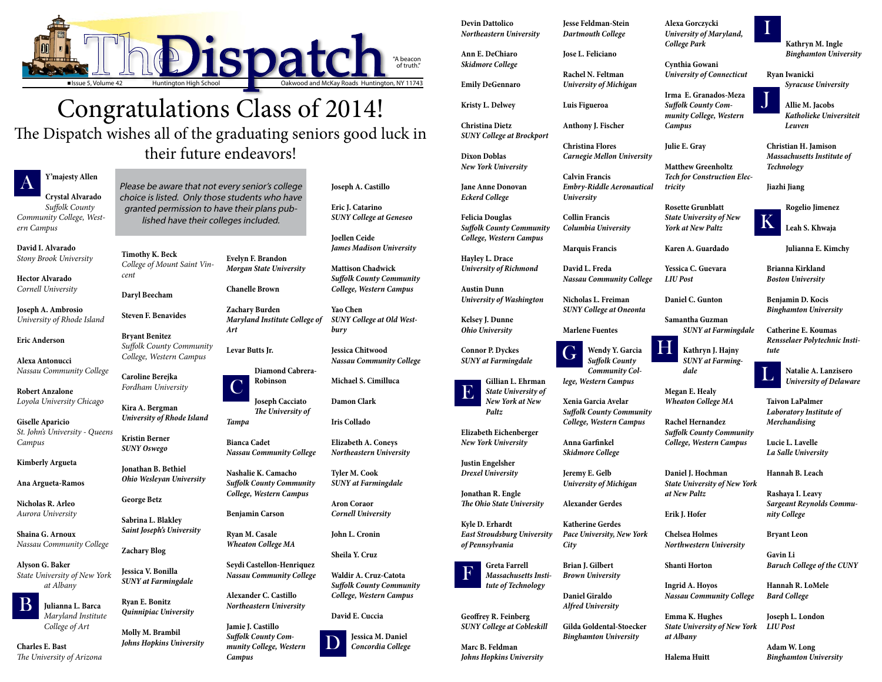# The Dispatch

"A beacon of truth."

Issue 5, Volume 42 | Huntington High School | Oakwood and McKay Roads Huntington, NY 11743

# Congratulations Class of 2014!

## The Dispatch wishes all of the graduating seniors good luck in their future endeavors!

*Please be aware that not every senior's college choice is listed. Only those students who have granted permission to have their plans published have their colleges included.*

### A

**Y'majesty Allen**

**Crystal Alvarado**
*Suffolk County Community College, Western Campus*

**David I. Alvarado**
*Stony Brook University*

**Hector Alvarado**
*Cornell University*

**Joseph A. Ambrosio**
*University of Rhode Island*

**Eric Anderson**

**Alexa Antonucci**
*Nassau Community College*

**Robert Anzalone**
*Loyola University Chicago*

**Giselle Aparicio**
*St. John's University - Queens Campus*

**Kimberly Argueta**

**Ana Argueta-Ramos**

**Nicholas R. Arleo**
*Aurora University*

**Shaina G. Arnoux**
*Nassau Community College*

**Alyson G. Baker**
*State University of New York at Albany*

### B

**Julianna L. Barca**
*Maryland Institute College of Art*

**Charles E. Bast**
*The University of Arizona*

**Timothy K. Beck**
*College of Mount Saint Vincent*

**Daryl Beecham**

**Steven F. Benavides**

**Bryant Benitez**
*Suffolk County Community College, Western Campus*

**Caroline Berejka**
*Fordham University*

**Kira A. Bergman**
*University of Rhode Island*

**Kristin Berner**
*SUNY Oswego*

**Jonathan B. Bethiel**
*Ohio Wesleyan University*

**George Betz**

**Sabrina L. Blakley**
*Saint Joseph's University*

**Zachary Blog**

**Jessica V. Bonilla**
*SUNY at Farmingdale*

**Ryan E. Bonitz**
*Quinnipiac University*

**Molly M. Brambil**
*Johns Hopkins University*

**Evelyn F. Brandon**
*Morgan State University*

**Chanelle Brown**

**Zachary Burden**
*Maryland Institute College of Art*

**Levar Butts Jr.**

### C

**Diamond Cabrera-Robinson**

**Joseph Cacciato**
*The University of Tampa*

**Bianca Cadet**
*Nassau Community College*

**Nashalie K. Camacho**
*Suffolk County Community College, Western Campus*

**Benjamin Carson**

**Ryan M. Casale**
*Wheaton College MA*

**Seydi Castellon-Henriquez**
*Nassau Community College*

**Alexander C. Castillo**
*Northeastern University*

**Jamie J. Castillo**
*Suffolk County Community College, Western Campus*

**Joseph A. Castillo**

**Eric J. Catarino**
*SUNY College at Geneseo*

**Joellen Ceide**
*James Madison University*

**Mattison Chadwick**
*Suffolk County Community College, Western Campus*

**Yao Chen**
*SUNY College at Old Westbury*

**Jessica Chitwood**
*Nassau Community College*

**Michael S. Cimilluca**

**Damon Clark**

**Iris Collado**

**Elizabeth A. Coneys**
*Northeastern University*

**Tyler M. Cook**
*SUNY at Farmingdale*

**Aron Coraor**
*Cornell University*

**John L. Cronin**

**Sheila Y. Cruz**

**Waldir A. Cruz-Catota**
*Suffolk County Community College, Western Campus*

**David E. Cuccia**

### D

**Jessica M. Daniel**
*Concordia College*

**Devin Dattolico**
*Northeastern University*

**Ann E. DeChiaro**
*Skidmore College*

**Emily DeGennaro**

**Kristy L. Delwey**

**Christina Dietz**
*SUNY College at Brockport*

**Dixon Doblas**
*New York University*

**Jane Anne Donovan**
*Eckerd College*

**Felicia Douglas**
*Suffolk County Community College, Western Campus*

**Hayley L. Drace**
*University of Richmond*

**Austin Dunn**
*University of Washington*

**Kelsey J. Dunne**
*Ohio University*

**Connor P. Dyckes**
*SUNY at Farmingdale*

### E

**Gillian L. Ehrman**
*State University of New York at New Paltz*

**Elizabeth Eichenberger**
*New York University*

**Justin Engelsher**
*Drexel University*

**Jonathan R. Engle**
*The Ohio State University*

**Kyle D. Erhardt**
*East Stroudsburg University of Pennsylvania*

### F

**Greta Farrell**
*Massachusetts Institute of Technology*

**Geoffrey R. Feinberg**
*SUNY College at Cobleskill*

**Marc B. Feldman**
*Johns Hopkins University*

**Jesse Feldman-Stein**
*Dartmouth College*

**Jose L. Feliciano**

**Rachel N. Feltman**
*University of Michigan*

**Luis Figueroa**

**Anthony J. Fischer**

**Christina Flores**
*Carnegie Mellon University*

**Calvin Francis**
*Embry-Riddle Aeronautical University*

**Collin Francis**
*Columbia University*

**Marquis Francis**

**David L. Freda**
*Nassau Community College*

**Nicholas L. Freiman**
*SUNY College at Oneonta*

**Marlene Fuentes**

### G

**Wendy Y. Garcia**
*Suffolk County Community College, Western Campus*

**Xenia Garcia Avelar**
*Suffolk County Community College, Western Campus*

**Anna Garfinkel**
*Skidmore College*

**Jeremy E. Gelb**
*University of Michigan*

**Alexander Gerdes**

**Katherine Gerdes**
*Pace University, New York City*

**Brian J. Gilbert**
*Brown University*

**Daniel Giraldo**
*Alfred University*

**Gilda Goldental-Stoecker**
*Binghamton University*

**Alexa Gorczycki**
*University of Maryland, College Park*

**Cynthia Gowani**
*University of Connecticut*

**Irma E. Granados-Meza**
*Suffolk County Community College, Western Campus*

**Julie E. Gray**

**Matthew Greenholtz**
*Tech for Construction Electricity*

**Rosette Grunblatt**
*State University of New York at New Paltz*

**Karen A. Guardado**

**Yessica C. Guevara**
*LIU Post*

**Daniel C. Gunton**

**Samantha Guzman**
*SUNY at Farmingdale*

### H

**Kathryn J. Hajny**
*SUNY at Farmingdale*

**Megan E. Healy**
*Wheaton College MA*

**Rachel Hernandez**
*Suffolk County Community College, Western Campus*

**Daniel J. Hochman**
*State University of New York at New Paltz*

**Erik J. Hofer**

**Chelsea Holmes**
*Northwestern University*

**Shanti Horton**

**Ingrid A. Hoyos**
*Nassau Community College*

**Emma K. Hughes**
*State University of New York at Albany*

**Halema Huitt**

### I

**Kathryn M. Ingle**
*Binghamton University*

**Ryan Iwanicki**
*Syracuse University*

### J

**Allie M. Jacobs**
*Katholieke Universiteit Leuven*

**Christian H. Jamison**
*Massachusetts Institute of Technology*

**Jiazhi Jiang**

**Rogelio Jimenez**

### K

**Leah S. Khwaja**

**Julianna E. Kimchy**

**Brianna Kirkland**
*Boston University*

**Benjamin D. Kocis**
*Binghamton University*

**Catherine E. Koumas**
*Rensselaer Polytechnic Institute*

### L

**Natalie A. Lanzisero**
*University of Delaware*

**Taivon LaPalmer**
*Laboratory Institute of Merchandising*

**Lucie L. Lavelle**
*La Salle University*

**Hannah B. Leach**

**Rashaya I. Leavy**
*Sargeant Reynolds Community College*

**Bryant Leon**

**Gavin Li**
*Baruch College of the CUNY*

**Hannah R. LoMele**
*Bard College*

**Joseph L. London**
*LIU Post*

**Adam W. Long**
*Binghamton University*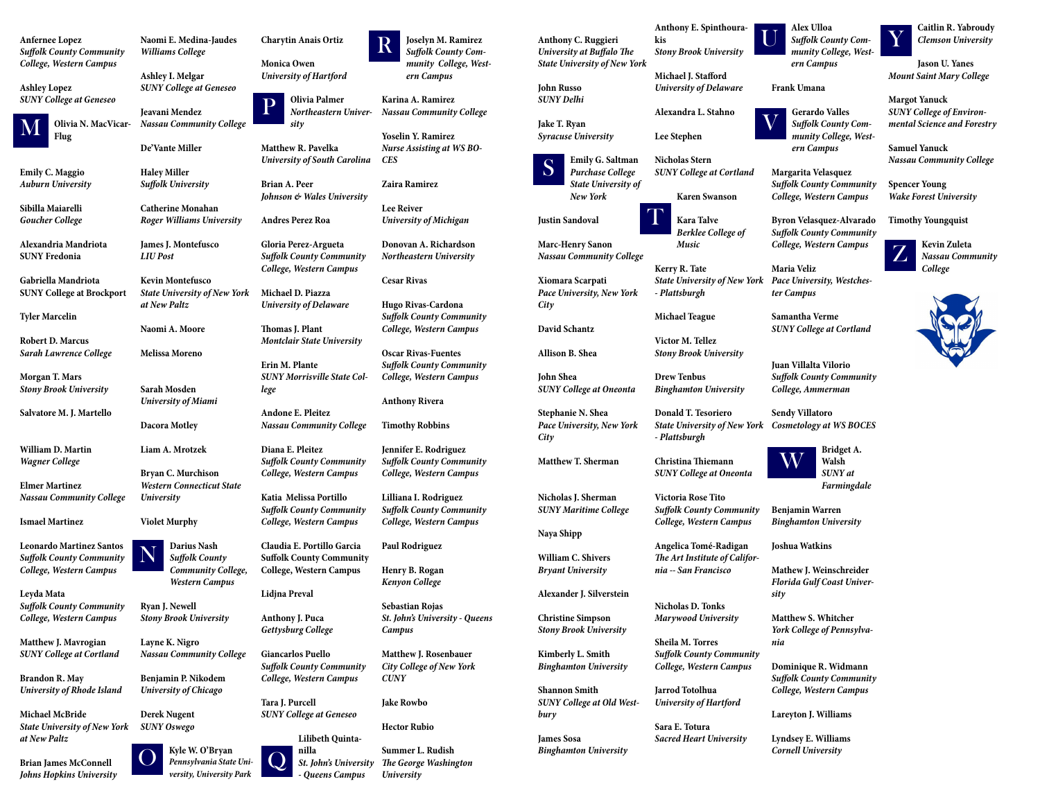**Anfernee Lopez**
*Suffolk County Community College, Western Campus*

**Ashley Lopez**
*SUNY College at Geneseo*

## M

**Olivia N. MacVicar-Flug**

**Emily C. Maggio**
*Auburn University*

**Sibilla Maiarelli**
*Goucher College*

**Alexandria Mandriota**
**SUNY Fredonia**

**Gabriella Mandriota**
**SUNY College at Brockport**

**Tyler Marcelin**

**Robert D. Marcus**
*Sarah Lawrence College*

**Morgan T. Mars**
*Stony Brook University*

**Salvatore M. J. Martello**

**William D. Martin**
*Wagner College*

**Elmer Martinez**
*Nassau Community College*

**Ismael Martinez**

**Leonardo Martinez Santos**
*Suffolk County Community College, Western Campus*

**Leyda Mata**
*Suffolk County Community College, Western Campus*

**Matthew J. Mavrogian**
*SUNY College at Cortland*

**Brandon R. May**
*University of Rhode Island*

**Michael McBride**
*State University of New York at New Paltz*

**Brian James McConnell**
*Johns Hopkins University*

**Naomi E. Medina-Jaudes**
*Williams College*

**Ashley I. Melgar**
*SUNY College at Geneseo*

**Jeavani Mendez**
*Nassau Community College*

**De'Vante Miller**

**Haley Miller**
*Suffolk University*

**Catherine Monahan**
*Roger Williams University*

**James J. Montefusco**
*LIU Post*

**Kevin Montefusco**
*State University of New York at New Paltz*

**Naomi A. Moore**

**Melissa Moreno**

**Sarah Mosden**
*University of Miami*

**Dacora Motley**

**Liam A. Mrotzek**

**Bryan C. Murchison**
*Western Connecticut State University*

**Violet Murphy**

## N

**Darius Nash**
*Suffolk County Community College, Western Campus*

**Ryan J. Newell**
*Stony Brook University*

**Layne K. Nigro**
*Nassau Community College*

**Benjamin P. Nikodem**
*University of Chicago*

**Derek Nugent**
*SUNY Oswego*

## O

**Kyle W. O'Bryan**
*Pennsylvania State University, University Park*

**Charytin Anais Ortiz**

**Monica Owen**
*University of Hartford*

## P

**Olivia Palmer**
*Northeastern University*

**Matthew R. Pavelka**
*University of South Carolina*

**Brian A. Peer**
*Johnson & Wales University*

**Andres Perez Roa**

**Gloria Perez-Argueta**
*Suffolk County Community College, Western Campus*

**Michael D. Piazza**
*University of Delaware*

**Thomas J. Plant**
*Montclair State University*

**Erin M. Plante**
*SUNY Morrisville State College*

**Andone E. Pleitez**
*Nassau Community College*

**Diana E. Pleitez**
*Suffolk County Community College, Western Campus*

**Katia Melissa Portillo**
*Suffolk County Community College, Western Campus*

**Claudia E. Portillo Garcia**
**Suffolk County Community College, Western Campus**

**Lidjna Preval**

**Anthony J. Puca**
*Gettysburg College*

**Giancarlos Puello**
*Suffolk County Community College, Western Campus*

**Tara J. Purcell**
*SUNY College at Geneseo*

## Q

**Lilibeth Quintanilla**
*St. John's University - Queens Campus*

## R

**Joselyn M. Ramirez**
*Suffolk County Community College, Western Campus*

**Karina A. Ramirez**
*Nassau Community College*

**Yoselin Y. Ramirez**
*Nurse Assisting at WS BOCES*

**Zaira Ramirez**

**Lee Reiver**
*University of Michigan*

**Donovan A. Richardson**
*Northeastern University*

**Cesar Rivas**

**Hugo Rivas-Cardona**
*Suffolk County Community College, Western Campus*

**Oscar Rivas-Fuentes**
*Suffolk County Community College, Western Campus*

**Anthony Rivera**

**Timothy Robbins**

**Jennifer E. Rodriguez**
*Suffolk County Community College, Western Campus*

**Lilliana I. Rodriguez**
*Suffolk County Community College, Western Campus*

**Paul Rodriguez**

**Henry B. Rogan**
*Kenyon College*

**Sebastian Rojas**
*St. John's University - Queens Campus*

**Matthew J. Rosenbauer**
*City College of New York CUNY*

**Jake Rowbo**

**Hector Rubio**

**Summer L. Rudish**
*The George Washington University*

**Anthony C. Ruggieri**
*University at Buffalo The State University of New York*

**John Russo**
*SUNY Delhi*

**Jake T. Ryan**
*Syracuse University*

## S

**Emily G. Saltman**
*Purchase College State University of New York*

**Justin Sandoval**

**Marc-Henry Sanon**
*Nassau Community College*

**Xiomara Scarpati**
*Pace University, New York City*

**David Schantz**

**Allison B. Shea**

**John Shea**
*SUNY College at Oneonta*

**Stephanie N. Shea**
*Pace University, New York City*

**Matthew T. Sherman**

**Nicholas J. Sherman**
*SUNY Maritime College*

**Naya Shipp**

**William C. Shivers**
*Bryant University*

**Alexander J. Silverstein**

**Christine Simpson**
*Stony Brook University*

**Kimberly L. Smith**
*Binghamton University*

**Shannon Smith**
*SUNY College at Old Westbury*

**James Sosa**
*Binghamton University*

**Anthony E. Spinthourakis**
*Stony Brook University*

**Michael J. Stafford**
*University of Delaware*

**Alexandra L. Stahno**

**Lee Stephen**

**Nicholas Stern**
*SUNY College at Cortland*

**Karen Swanson**

## T

**Kara Talve**
*Berklee College of Music*

**Kerry R. Tate**
*State University of New York - Plattsburgh*

**Michael Teague**

**Victor M. Tellez**
*Stony Brook University*

**Drew Tenbus**
*Binghamton University*

**Donald T. Tesoriero**
*State University of New York - Plattsburgh*

**Christina Thiemann**
*SUNY College at Oneonta*

**Victoria Rose Tito**
*Suffolk County Community College, Western Campus*

**Angelica Tomé-Radigan**
*The Art Institute of California -- San Francisco*

**Nicholas D. Tonks**
*Marywood University*

**Sheila M. Torres**
*Suffolk County Community College, Western Campus*

**Jarrod Totolhua**
*University of Hartford*

**Sara E. Totura**
*Sacred Heart University*

## U

**Alex Ulloa**
*Suffolk County Community College, Western Campus*

**Frank Umana**

## V

**Gerardo Valles**
*Suffolk County Community College, Western Campus*

**Margarita Velasquez**
*Suffolk County Community College, Western Campus*

**Byron Velasquez-Alvarado**
*Suffolk County Community College, Western Campus*

**Maria Veliz**
*Pace University, Westchester Campus*

**Samantha Verme**
*SUNY College at Cortland*

**Juan Villalta Vilorio**
*Suffolk County Community College, Ammerman*

**Sendy Villatoro**
*Cosmetology at WS BOCES*

## W

**Bridget A. Walsh**
*SUNY at Farmingdale*

**Benjamin Warren**
*Binghamton University*

**Joshua Watkins**

**Mathew J. Weinschreider**
*Florida Gulf Coast University*

**Matthew S. Whitcher**
*York College of Pennsylvania*

**Dominique R. Widmann**
*Suffolk County Community College, Western Campus*

**Lareyton J. Williams**

**Lyndsey E. Williams**
*Cornell University*

## Y

**Caitlin R. Yabroudy**
*Clemson University*

**Jason U. Yanes**
*Mount Saint Mary College*

**Margot Yanuck**
*SUNY College of Environmental Science and Forestry*

**Samuel Yanuck**
*Nassau Community College*

**Spencer Young**
*Wake Forest University*

**Timothy Youngquist**

## Z

**Kevin Zuleta**
*Nassau Community College*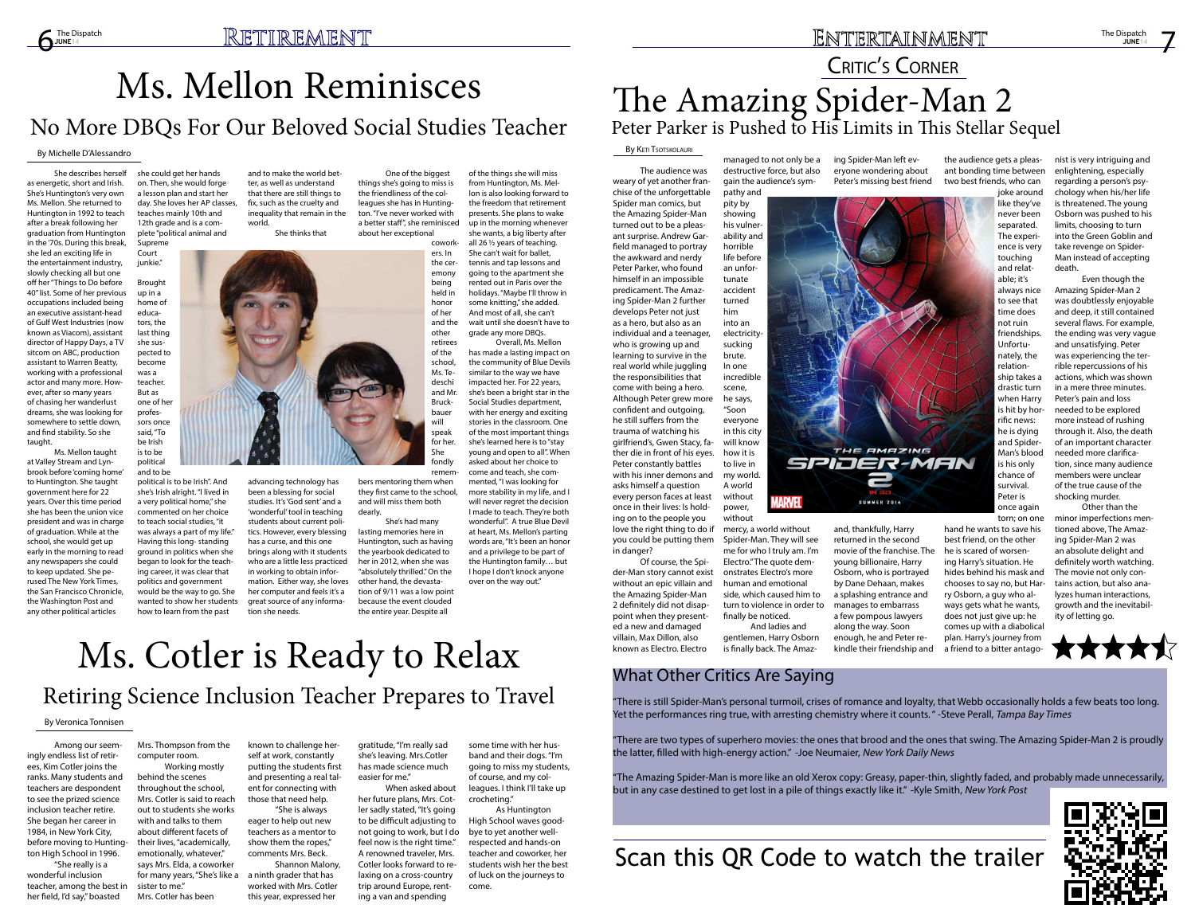# Retirement

# Ms. Mellon Reminisces

## No More DBQs For Our Beloved Social Studies Teacher

By Michelle D'Alessandro

She describes herself as energetic, short and Irish. She's Huntington's very own Ms. Mellon. She returned to Huntington in 1992 to teach after a break following her graduation from Huntington in the '70s. During this break, she led an exciting life in the entertainment industry, slowly checking all but one off her "Things to Do before 40" list. Some of her previous occupations included being an executive assistant-head of Gulf West Industries (now known as Viacom), assistant director of Happy Days, a TV sitcom on ABC, production assistant to Warren Beatty, working with a professional actor and many more. However, after so many years of chasing her wanderlust dreams, she was looking for somewhere to settle down, and find stability. So she taught.

Ms. Mellon taught at Valley Stream and Lynbrook before 'coming home' to Huntington. She taught government here for 22 years. Over this time period she has been the union vice president and was in charge of graduation. While at the school, she would get up early in the morning to read any newspapers she could to keep updated. She perused The New York Times, the San Francisco Chronicle, the Washington Post and any other political articles she could get her hands on. Then, she would forge a lesson plan and start her day. She loves her AP classes, teaches mainly 10th and 12th grade and is a complete "political animal and Supreme Court junkie."

Brought up in a home of educators, the last thing she suspected to become was a teacher. But as one of her professors once said, "To be Irish is to be political and to be political is to be Irish". And she's Irish alright. "I lived in a very political home," she commented on her choice to teach social studies, "it was always a part of my life." Having this long-standing ground in politics when she began to look for the teaching career, it was clear that politics and government would be the way to go. She wanted to show her students how to learn from the past and to make the world better, as well as understand that there are still things to fix, such as the cruelty and inequality that remain in the world.

She thinks that advancing technology has been a blessing for social studies. It's 'God sent' and a 'wonderful' tool in teaching students about current politics. However, every blessing has a curse, and this one brings along with it students who are a little less practiced in working to obtain information. Either way, she loves her computer and feels it's a great source of any information she needs.

One of the biggest things she's going to miss is the friendliness of the colleagues she has in Huntington. "I've never worked with a better staff", she reminisced about her exceptional coworkers. In the ceremony being held in honor of her and the other retirees of the school, Ms. Tedeschi and Mr. Bruckbauer will speak for her. She fondly remembers mentoring them when they first came to the school, and will miss them both dearly.

She's had many lasting memories here in Huntington, such as having the yearbook dedicated to her in 2012, when she was "absolutely thrilled." On the other hand, the devastation of 9/11 was a low point because the event clouded the entire year. Despite all of the things she will miss from Huntington, Ms. Mellon is also looking forward to the freedom that retirement presents. She plans to wake up in the morning whenever she wants, a big liberty after all 26 ½ years of teaching. She can't wait for ballet, tennis and tap lessons and going to the apartment she rented out in Paris over the holidays. "Maybe I'll throw in some knitting," she added. And most of all, she can't wait until she doesn't have to grade any more DBQs.

Overall, Ms. Mellon has made a lasting impact on the community of Blue Devils similar to the way we have impacted her. For 22 years, she's been a bright star in the Social Studies department, with her energy and exciting stories in the classroom. One of the most important things she's learned here is to "stay young and open to all". When asked about her choice to come and teach, she commented, "I was looking for more stability in my life, and I will never regret the decision I made to teach. They're both wonderful". A true Blue Devil at heart, Ms. Mellon's parting words are, "It's been an honor and a privilege to be part of the Huntington family… but I hope I don't knock anyone over on the way out."

# Ms. Cotler is Ready to Relax

## Retiring Science Inclusion Teacher Prepares to Travel

By Veronica Tonnisen

Among our seemingly endless list of retirees, Kim Cotler joins the ranks. Many students and teachers are despondent to see the prized science inclusion teacher retire. She began her career in 1984, in New York City, before moving to Huntington High School in 1996.

"She really is a wonderful inclusion teacher, among the best in her field, I'd say," boasted Mrs. Thompson from the computer room.

Working mostly behind the scenes throughout the school, Mrs. Cotler is said to reach out to students she works with and talks to them about different facets of their lives, "academically, emotionally, whatever," says Mrs. Elda, a coworker for many years, "She's like a sister to me." Mrs. Cotler has been known to challenge herself at work, constantly putting the students first and presenting a real talent for connecting with those that need help.

"She is always eager to help out new teachers as a mentor to show them the ropes," comments Mrs. Beck.

Shannon Malony, a ninth grader that has worked with Mrs. Cotler this year, expressed her gratitude, "I'm really sad she's leaving. Mrs.Cotler has made science much easier for me."

When asked about her future plans, Mrs. Cotler sadly stated, "It's going to be difficult adjusting to not going to work, but I do feel now is the right time." A renowned traveler, Mrs. Cotler looks forward to relaxing on a cross-country trip around Europe, renting a van and spending some time with her husband and their dogs. "I'm going to miss my students, of course, and my colleagues. I think I'll take up crocheting."

As Huntington High School waves goodbye to yet another well-respected and hands-on teacher and coworker, her students wish her the best of luck on the journeys to come.

# Entertainment

## Critic's Corner

# The Amazing Spider-Man 2

## Peter Parker is Pushed to His Limits in This Stellar Sequel

By Keti Tsotskolauri

The audience was weary of yet another franchise of the unforgettable Spider man comics, but the Amazing Spider-Man turned out to be a pleasant surprise. Andrew Garfield managed to portray the awkward and nerdy Peter Parker, who found himself in an impossible predicament. The Amazing Spider-Man 2 further develops Peter not just as a hero, but also as an individual and a teenager, who is growing up and learning to survive in the real world while juggling the responsibilities that come with being a hero. Although Peter grew more confident and outgoing, he still suffers from the trauma of watching his girlfriend's, Gwen Stacy, father die in front of his eyes. Peter constantly battles with his inner demons and asks himself a question every person faces at least once in their lives: Is holding on to the people you love the right thing to do if you could be putting them in danger?

Of course, the Spider-Man story cannot exist without an epic villain and the Amazing Spider-Man 2 definitely did not disappoint when they presented a new and damaged villain, Max Dillon, also known as Electro. Electro managed to not only be a destructive force, but also gain the audience's sympathy and pity by showing his vulnerability and horrible life before an unfortunate accident turned him into an electricity-sucking brute. In one incredible scene, he says, "Soon everyone in this city will know how it is to live in my world. A world without power, without mercy, a world without Spider-Man. They will see me for who I truly am. I'm Electro." The quote demonstrates Electro's more human and emotional side, which caused him to turn to violence in order to finally be noticed.

And ladies and gentlemen, Harry Osborn is finally back. The Amazing Spider-Man left everyone wondering about Peter's missing best friend and, thankfully, Harry returned in the second movie of the franchise. The young billionaire, Harry Osborn, who is portrayed by Dane Dehaan, makes a splashing entrance and manages to embarrass a few pompous lawyers along the way. Soon enough, he and Peter rekindle their friendship and the audience gets a pleasant bonding time between two best friends, who can joke around like they've never been separated. The experience is very touching and relatable; it's always nice to see that time does not ruin friendships. Unfortunately, the relationship takes a drastic turn when Harry is hit by horrific news: he is dying and Spider-Man's blood is his only chance of survival. Peter is once again torn; on one hand he wants to save his best friend, on the other he is scared of worsening Harry's situation. He hides behind his mask and chooses to say no, but Harry Osborn, a guy who always gets what he wants, does not just give up: he comes up with a diabolical plan. Harry's journey from a friend to a bitter antagonist is very intriguing and enlightening, especially regarding a person's psychology when his/her life is threatened. The young Osborn was pushed to his limits, choosing to turn into the Green Goblin and take revenge on Spider-Man instead of accepting death.

Even though the Amazing Spider-Man 2 was doubtlessly enjoyable and deep, it still contained several flaws. For example, the ending was very vague and unsatisfying. Peter was experiencing the terrible repercussions of his actions, which was shown in a mere three minutes. Peter's pain and loss needed to be explored more instead of rushing through it. Also, the death of an important character needed more clarification, since many audience members were unclear of the true cause of the shocking murder.

Other than the minor imperfections mentioned above, The Amazing Spider-Man 2 was an absolute delight and definitely worth watching. The movie not only contains action, but also analyzes human interactions, growth and the inevitability of letting go.

★★★★½

## What Other Critics Are Saying

"There is still Spider-Man's personal turmoil, crises of romance and loyalty, that Webb occasionally holds a few beats too long. Yet the performances ring true, with arresting chemistry where it counts." -Steve Perall, *Tampa Bay Times*

"There are two types of superhero movies: the ones that brood and the ones that swing. The Amazing Spider-Man 2 is proudly the latter, filled with high-energy action." -Joe Neumaier, *New York Daily News*

"The Amazing Spider-Man is more like an old Xerox copy: Greasy, paper-thin, slightly faded, and probably made unnecessarily, but in any case destined to get lost in a pile of things exactly like it." -Kyle Smith, *New York Post*

Scan this QR Code to watch the trailer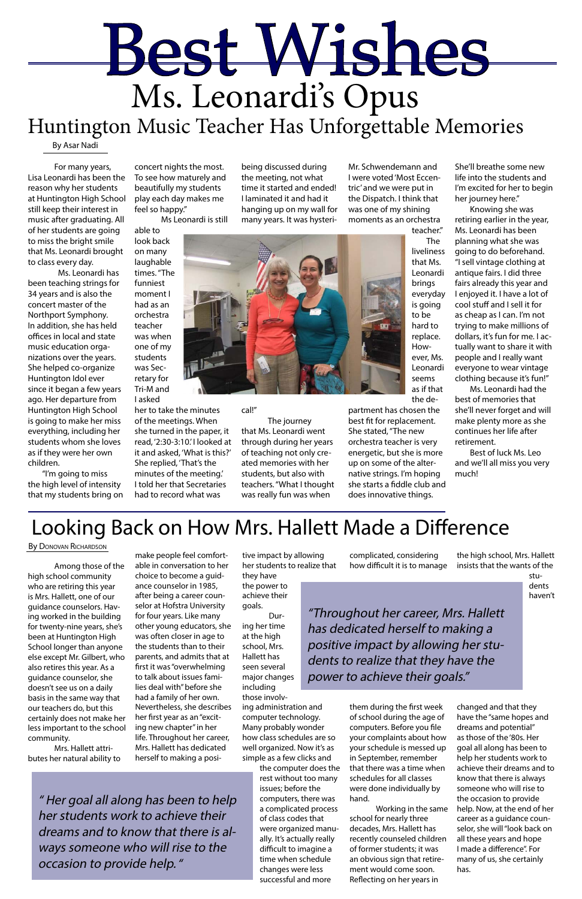# Best Wishes

## Ms. Leonardi's Opus

### Huntington Music Teacher Has Unforgettable Memories

By Asar Nadi

For many years, Lisa Leonardi has been the reason why her students at Huntington High School still keep their interest in music after graduating. All of her students are going to miss the bright smile that Ms. Leonardi brought to class every day.

Ms. Leonardi has been teaching strings for 34 years and is also the concert master of the Northport Symphony. In addition, she has held offices in local and state music education organizations over the years. She helped co-organize Huntington Idol ever since it began a few years ago. Her departure from Huntington High School is going to make her miss everything, including her students whom she loves as if they were her own children.

"I'm going to miss the high level of intensity that my students bring on concert nights the most. To see how maturely and beautifully my students play each day makes me feel so happy."

Ms Leonardi is still able to look back on many laughable times. "The funniest moment I had as an orchestra teacher was when one of my students was Secretary for Tri-M and I asked her to take the minutes of the meetings. When she turned in the paper, it read, '2:30-3:10.' I looked at it and asked, 'What is this?' She replied, 'That's the minutes of the meeting.' I told her that Secretaries had to record what was being discussed during the meeting, not what time it started and ended! I laminated it and had it hanging up on my wall for many years. It was hysterical!"

The journey that Ms. Leonardi went through during her years of teaching not only created memories with her students, but also with teachers. "What I thought was really fun was when Mr. Schwendemann and I were voted 'Most Eccentric' and we were put in the Dispatch. I think that was one of my shining moments as an orchestra teacher."

The liveliness that Ms. Leonardi brings everyday is going to be hard to replace. However, Ms. Leonardi seems as if that the department has chosen the best fit for replacement. She stated, "The new orchestra teacher is very energetic, but she is more up on some of the alternative strings. I'm hoping she starts a fiddle club and does innovative things. She'll breathe some new life into the students and I'm excited for her to begin her journey here."

Knowing she was retiring earlier in the year, Ms. Leonardi has been planning what she was going to do beforehand. "I sell vintage clothing at antique fairs. I did three fairs already this year and I enjoyed it. I have a lot of cool stuff and I sell it for as cheap as I can. I'm not trying to make millions of dollars, it's fun for me. I actually want to share it with people and I really want everyone to wear vintage clothing because it's fun!"

Ms. Leonardi had the best of memories that she'll never forget and will make plenty more as she continues her life after retirement.

Best of luck Ms. Leo and we'll all miss you very much!

## Looking Back on How Mrs. Hallett Made a Difference

By Donovan Richardson

Among those of the high school community who are retiring this year is Mrs. Hallett, one of our guidance counselors. Having worked in the building for twenty-nine years, she's been at Huntington High School longer than anyone else except Mr. Gilbert, who also retires this year. As a guidance counselor, she doesn't see us on a daily basis in the same way that our teachers do, but this certainly does not make her less important to the school community.

Mrs. Hallett attributes her natural ability to make people feel comfortable in conversation to her choice to become a guidance counselor in 1985, after being a career counselor at Hofstra University for four years. Like many other young educators, she was often closer in age to the students than to their parents, and admits that at first it was "overwhelming to talk about issues families deal with" before she had a family of her own. Nevertheless, she describes her first year as an "exciting new chapter" in her life. Throughout her career, Mrs. Hallett has dedicated herself to making a positive impact by allowing her students to realize that they have the power to achieve their goals.

*"Throughout her career, Mrs. Hallett has dedicated herself to making a positive impact by allowing her students to realize that they have the power to achieve their goals."*

During her time at the high school, Mrs. Hallett has seen several major changes including those involving administration and computer technology. Many probably wonder how class schedules are so well organized. Now it's as simple as a few clicks and the computer does the rest without too many issues; before the computers, there was a complicated process of class codes that were organized manually. It's actually really difficult to imagine a time when schedule changes were less successful and more complicated, considering how difficult it is to manage them during the first week of school during the age of computers. Before you file your complaints about how your schedule is messed up in September, remember that there was a time when schedules for all classes were done individually by hand.

Working in the same school for nearly three decades, Mrs. Hallett has recently counseled children of former students; it was an obvious sign that retirement would come soon. Reflecting on her years in the high school, Mrs. Hallett insists that the wants of the students haven't changed and that they have the "same hopes and dreams and potential" as those of the '80s. Her goal all along has been to help her students work to achieve their dreams and to know that there is always someone who will rise to the occasion to provide help. Now, at the end of her career as a guidance counselor, she will "look back on all these years and hope I made a difference". For many of us, she certainly has.

*" Her goal all along has been to help her students work to achieve their dreams and to know that there is always someone who will rise to the occasion to provide help. "*